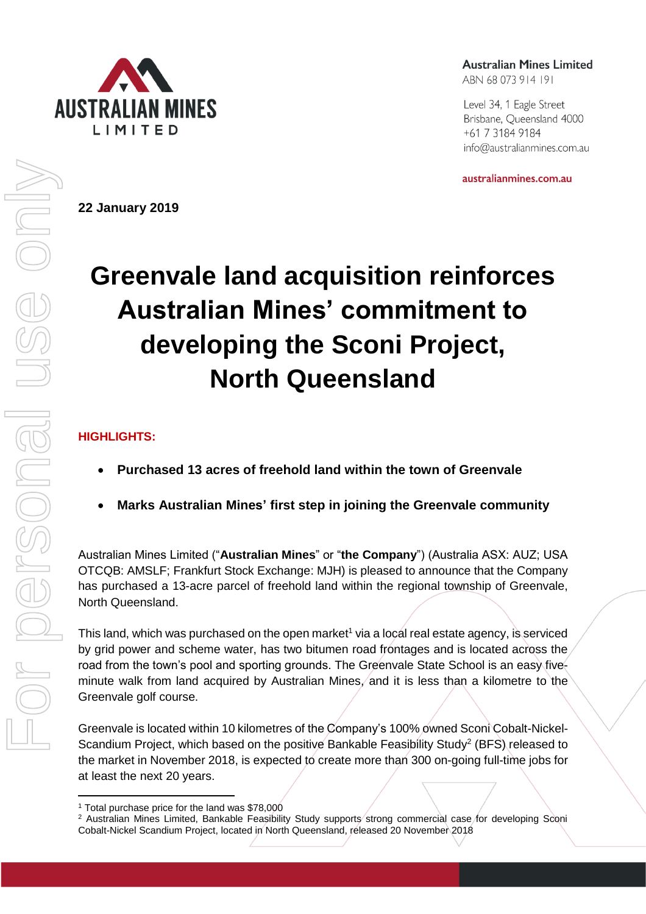Australian Mines Limited
ABN 68 073 914 191

Level 34, 1 Eagle Street
Brisbane, Queensland 4000
+61 7 3184 9184
info@australianmines.com.au

australianmines.com.au

**22 January 2019**

# Greenvale land acquisition reinforces Australian Mines' commitment to developing the Sconi Project, North Queensland

**HIGHLIGHTS:**

- **Purchased 13 acres of freehold land within the town of Greenvale**
- **Marks Australian Mines' first step in joining the Greenvale community**

Australian Mines Limited ("**Australian Mines**" or "**the Company**") (Australia ASX: AUZ; USA OTCQB: AMSLF; Frankfurt Stock Exchange: MJH) is pleased to announce that the Company has purchased a 13-acre parcel of freehold land within the regional township of Greenvale, North Queensland.

This land, which was purchased on the open market[1] via a local real estate agency, is serviced by grid power and scheme water, has two bitumen road frontages and is located across the road from the town's pool and sporting grounds. The Greenvale State School is an easy five-minute walk from land acquired by Australian Mines, and it is less than a kilometre to the Greenvale golf course.

Greenvale is located within 10 kilometres of the Company's 100% owned Sconi Cobalt-Nickel-Scandium Project, which based on the positive Bankable Feasibility Study[2] (BFS) released to the market in November 2018, is expected to create more than 300 on-going full-time jobs for at least the next 20 years.

---

[1] Total purchase price for the land was $78,000

[2] Australian Mines Limited, Bankable Feasibility Study supports strong commercial case for developing Sconi Cobalt-Nickel Scandium Project, located in North Queensland, released 20 November 2018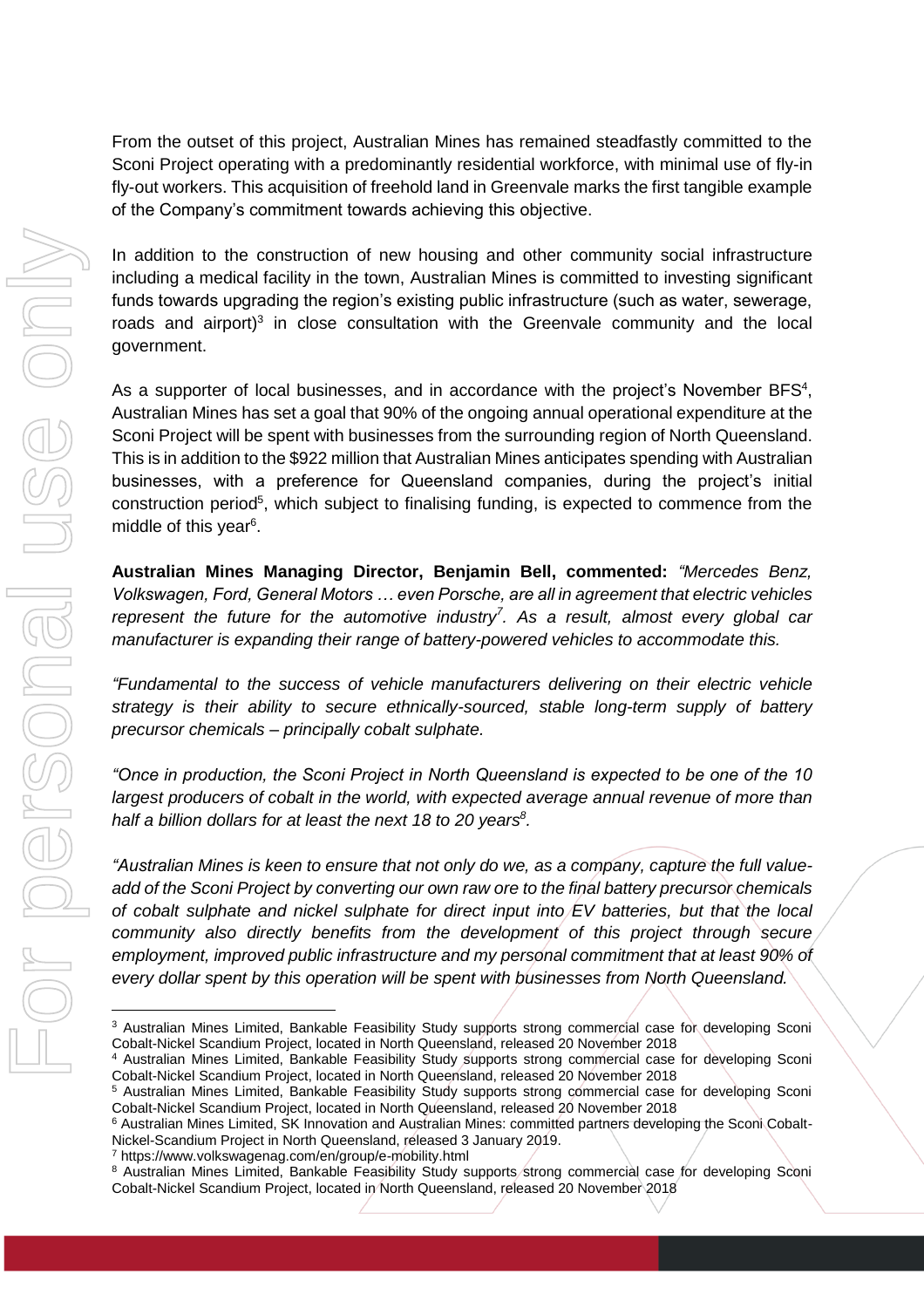From the outset of this project, Australian Mines has remained steadfastly committed to the Sconi Project operating with a predominantly residential workforce, with minimal use of fly-in fly-out workers. This acquisition of freehold land in Greenvale marks the first tangible example of the Company's commitment towards achieving this objective.

In addition to the construction of new housing and other community social infrastructure including a medical facility in the town, Australian Mines is committed to investing significant funds towards upgrading the region's existing public infrastructure (such as water, sewerage, roads and airport)[3] in close consultation with the Greenvale community and the local government.

As a supporter of local businesses, and in accordance with the project's November BFS[4], Australian Mines has set a goal that 90% of the ongoing annual operational expenditure at the Sconi Project will be spent with businesses from the surrounding region of North Queensland. This is in addition to the $922 million that Australian Mines anticipates spending with Australian businesses, with a preference for Queensland companies, during the project's initial construction period[5], which subject to finalising funding, is expected to commence from the middle of this year[6].

**Australian Mines Managing Director, Benjamin Bell, commented:** *"Mercedes Benz, Volkswagen, Ford, General Motors … even Porsche, are all in agreement that electric vehicles represent the future for the automotive industry[7]. As a result, almost every global car manufacturer is expanding their range of battery-powered vehicles to accommodate this.*

*"Fundamental to the success of vehicle manufacturers delivering on their electric vehicle strategy is their ability to secure ethnically-sourced, stable long-term supply of battery precursor chemicals – principally cobalt sulphate.*

*"Once in production, the Sconi Project in North Queensland is expected to be one of the 10 largest producers of cobalt in the world, with expected average annual revenue of more than half a billion dollars for at least the next 18 to 20 years[8].*

*"Australian Mines is keen to ensure that not only do we, as a company, capture the full value-add of the Sconi Project by converting our own raw ore to the final battery precursor chemicals of cobalt sulphate and nickel sulphate for direct input into EV batteries, but that the local community also directly benefits from the development of this project through secure employment, improved public infrastructure and my personal commitment that at least 90% of every dollar spent by this operation will be spent with businesses from North Queensland.*

---

[3] Australian Mines Limited, Bankable Feasibility Study supports strong commercial case for developing Sconi Cobalt-Nickel Scandium Project, located in North Queensland, released 20 November 2018

[4] Australian Mines Limited, Bankable Feasibility Study supports strong commercial case for developing Sconi Cobalt-Nickel Scandium Project, located in North Queensland, released 20 November 2018

[5] Australian Mines Limited, Bankable Feasibility Study supports strong commercial case for developing Sconi Cobalt-Nickel Scandium Project, located in North Queensland, released 20 November 2018

[6] Australian Mines Limited, SK Innovation and Australian Mines: committed partners developing the Sconi Cobalt-Nickel-Scandium Project in North Queensland, released 3 January 2019.

[7] https://www.volkswagenag.com/en/group/e-mobility.html

[8] Australian Mines Limited, Bankable Feasibility Study supports strong commercial case for developing Sconi Cobalt-Nickel Scandium Project, located in North Queensland, released 20 November 2018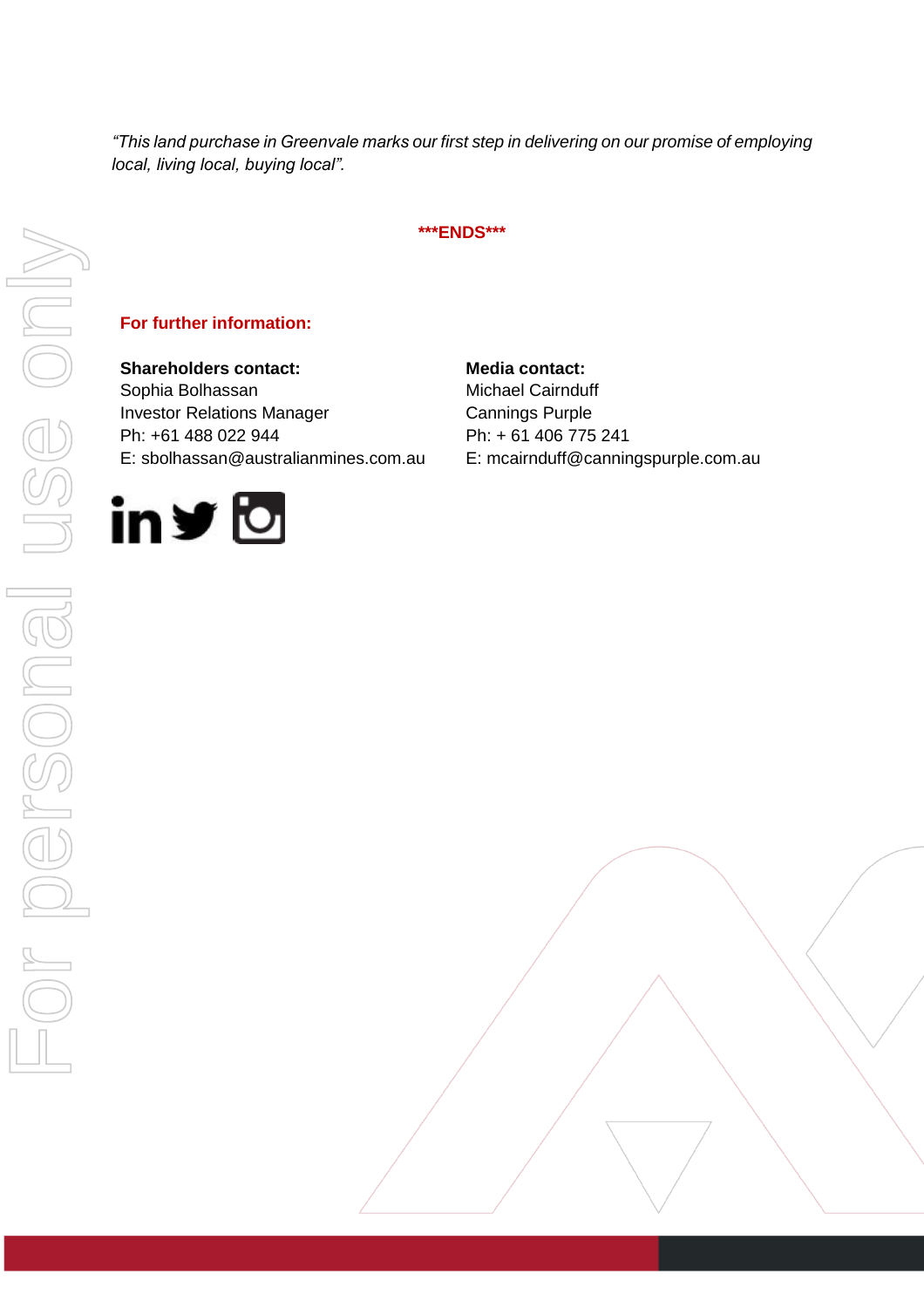*"This land purchase in Greenvale marks our first step in delivering on our promise of employing local, living local, buying local".*

***ENDS***

**For further information:**

**Shareholders contact:**
Sophia Bolhassan
Investor Relations Manager
Ph: +61 488 022 944
E: sbolhassan@australianmines.com.au

**Media contact:**
Michael Cairnduff
Cannings Purple
Ph: + 61 406 775 241
E: mcairnduff@canningspurple.com.au